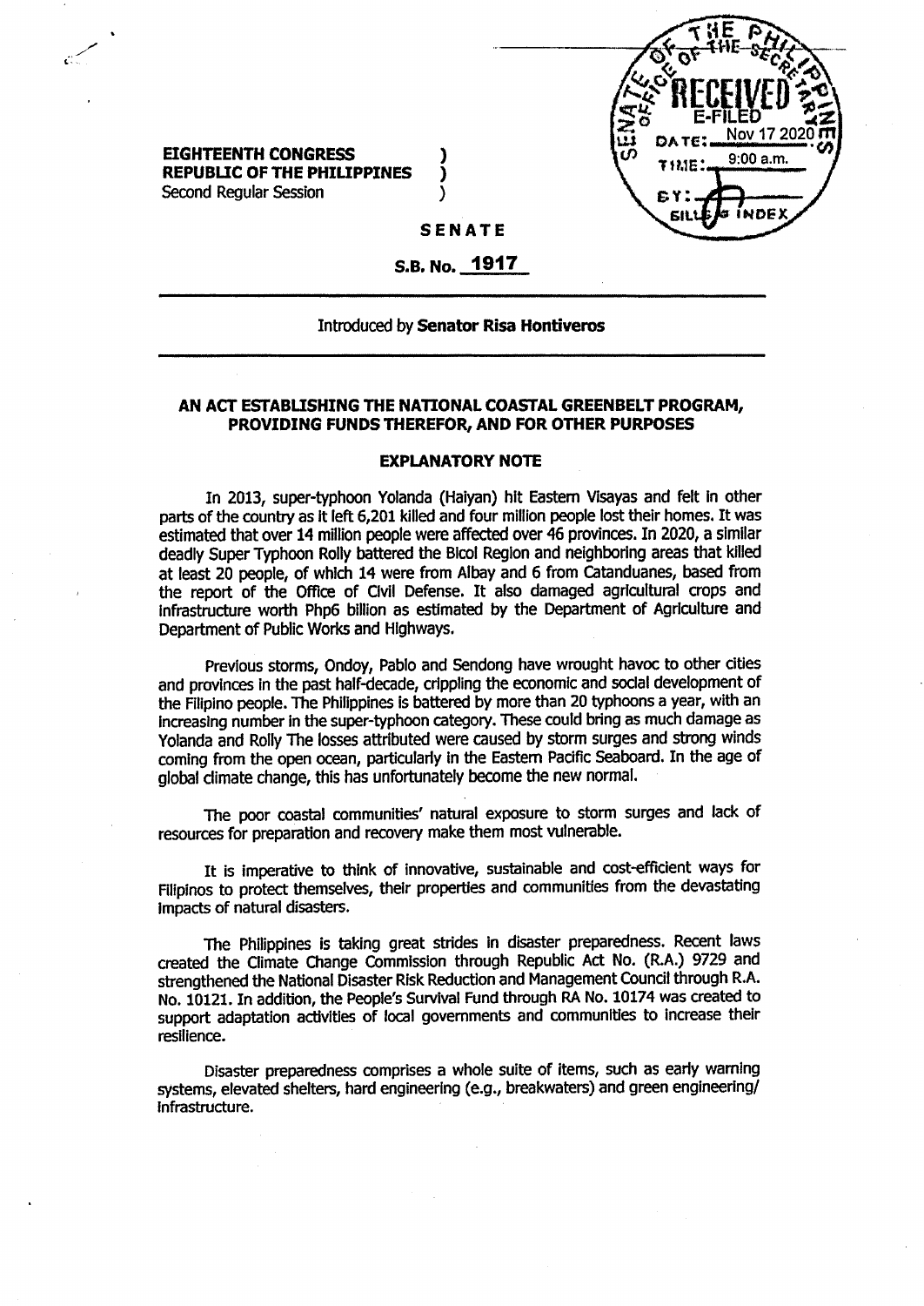**EIGHTEENTH CONGRESS )**
**REPUBLIC OF THE PHILIPPINES )**
Second Regular Session )

SENATE OF THE PHILIPPINES
OFFICE OF THE SECRETARY
RECEIVED
E-FILED
DATE: Nov 17 2020
TIME: 9:00 a.m.
BY:
BILLS & INDEX

**SENATE**

**S.B. No. 1917**

---

Introduced by **Senator Risa Hontiveros**

---

**AN ACT ESTABLISHING THE NATIONAL COASTAL GREENBELT PROGRAM, PROVIDING FUNDS THEREFOR, AND FOR OTHER PURPOSES**

**EXPLANATORY NOTE**

In 2013, super-typhoon Yolanda (Haiyan) hit Eastern Visayas and felt in other parts of the country as it left 6,201 killed and four million people lost their homes. It was estimated that over 14 million people were affected over 46 provinces. In 2020, a similar deadly Super Typhoon Rolly battered the Bicol Region and neighboring areas that killed at least 20 people, of which 14 were from Albay and 6 from Catanduanes, based from the report of the Office of Civil Defense. It also damaged agricultural crops and infrastructure worth Php6 billion as estimated by the Department of Agriculture and Department of Public Works and Highways.

Previous storms, Ondoy, Pablo and Sendong have wrought havoc to other cities and provinces in the past half-decade, crippling the economic and social development of the Filipino people. The Philippines is battered by more than 20 typhoons a year, with an increasing number in the super-typhoon category. These could bring as much damage as Yolanda and Rolly The losses attributed were caused by storm surges and strong winds coming from the open ocean, particularly in the Eastern Pacific Seaboard. In the age of global climate change, this has unfortunately become the new normal.

The poor coastal communities' natural exposure to storm surges and lack of resources for preparation and recovery make them most vulnerable.

It is imperative to think of innovative, sustainable and cost-efficient ways for Filipinos to protect themselves, their properties and communities from the devastating impacts of natural disasters.

The Philippines is taking great strides in disaster preparedness. Recent laws created the Climate Change Commission through Republic Act No. (R.A.) 9729 and strengthened the National Disaster Risk Reduction and Management Council through R.A. No. 10121. In addition, the People's Survival Fund through RA No. 10174 was created to support adaptation activities of local governments and communities to increase their resilience.

Disaster preparedness comprises a whole suite of items, such as early warning systems, elevated shelters, hard engineering (e.g., breakwaters) and green engineering/ infrastructure.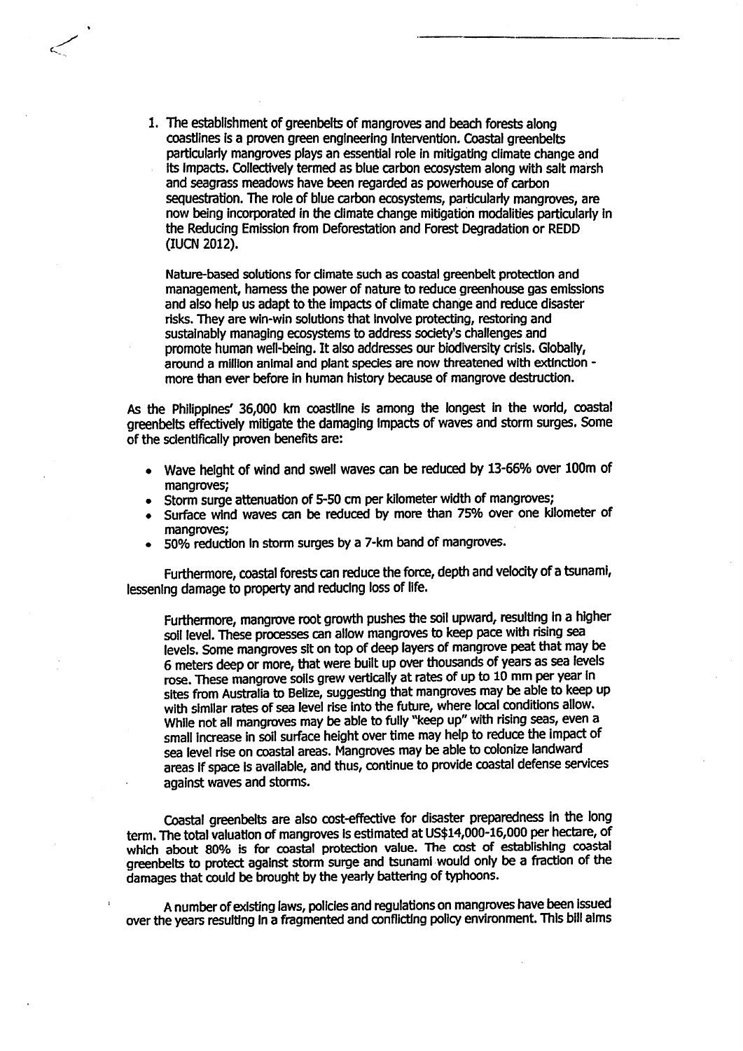1. The establishment of greenbelts of mangroves and beach forests along coastlines is a proven green engineering intervention. Coastal greenbelts particularly mangroves plays an essential role in mitigating climate change and its impacts. Collectively termed as blue carbon ecosystem along with salt marsh and seagrass meadows have been regarded as powerhouse of carbon sequestration. The role of blue carbon ecosystems, particularly mangroves, are now being incorporated in the climate change mitigation modalities particularly in the Reducing Emission from Deforestation and Forest Degradation or REDD (IUCN 2012).

   Nature-based solutions for climate such as coastal greenbelt protection and management, harness the power of nature to reduce greenhouse gas emissions and also help us adapt to the impacts of climate change and reduce disaster risks. They are win-win solutions that involve protecting, restoring and sustainably managing ecosystems to address society's challenges and promote human well-being. It also addresses our biodiversity crisis. Globally, around a million animal and plant species are now threatened with extinction - more than ever before in human history because of mangrove destruction.

As the Philippines' 36,000 km coastline is among the longest in the world, coastal greenbelts effectively mitigate the damaging impacts of waves and storm surges. Some of the scientifically proven benefits are:

- Wave height of wind and swell waves can be reduced by 13-66% over 100m of mangroves;
- Storm surge attenuation of 5-50 cm per kilometer width of mangroves;
- Surface wind waves can be reduced by more than 75% over one kilometer of mangroves;
- 50% reduction in storm surges by a 7-km band of mangroves.

Furthermore, coastal forests can reduce the force, depth and velocity of a tsunami, lessening damage to property and reducing loss of life.

Furthermore, mangrove root growth pushes the soil upward, resulting in a higher soil level. These processes can allow mangroves to keep pace with rising sea levels. Some mangroves sit on top of deep layers of mangrove peat that may be 6 meters deep or more, that were built up over thousands of years as sea levels rose. These mangrove soils grew vertically at rates of up to 10 mm per year in sites from Australia to Belize, suggesting that mangroves may be able to keep up with similar rates of sea level rise into the future, where local conditions allow. While not all mangroves may be able to fully "keep up" with rising seas, even a small increase in soil surface height over time may help to reduce the impact of sea level rise on coastal areas. Mangroves may be able to colonize landward areas if space is available, and thus, continue to provide coastal defense services against waves and storms.

Coastal greenbelts are also cost-effective for disaster preparedness in the long term. The total valuation of mangroves is estimated at US$14,000-16,000 per hectare, of which about 80% is for coastal protection value. The cost of establishing coastal greenbelts to protect against storm surge and tsunami would only be a fraction of the damages that could be brought by the yearly battering of typhoons.

A number of existing laws, policies and regulations on mangroves have been issued over the years resulting in a fragmented and conflicting policy environment. This bill aims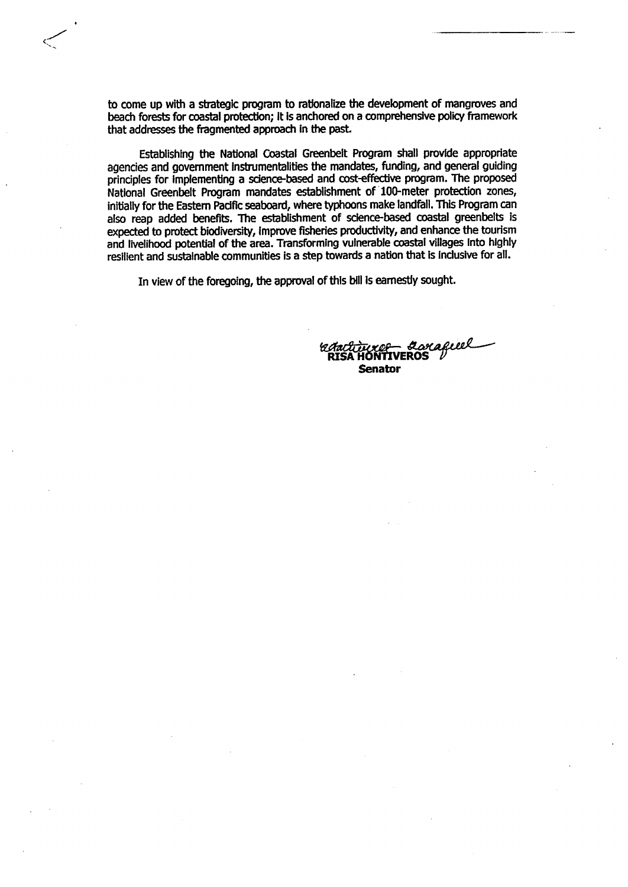to come up with a strategic program to rationalize the development of mangroves and beach forests for coastal protection; it is anchored on a comprehensive policy framework that addresses the fragmented approach in the past.

Establishing the National Coastal Greenbelt Program shall provide appropriate agencies and government instrumentalities the mandates, funding, and general guiding principles for implementing a science-based and cost-effective program. The proposed National Greenbelt Program mandates establishment of 100-meter protection zones, initially for the Eastern Pacific seaboard, where typhoons make landfall. This Program can also reap added benefits. The establishment of science-based coastal greenbelts is expected to protect biodiversity, improve fisheries productivity, and enhance the tourism and livelihood potential of the area. Transforming vulnerable coastal villages into highly resilient and sustainable communities is a step towards a nation that is inclusive for all.

In view of the foregoing, the approval of this bill is earnestly sought.

**RISA HONTIVEROS**
**Senator**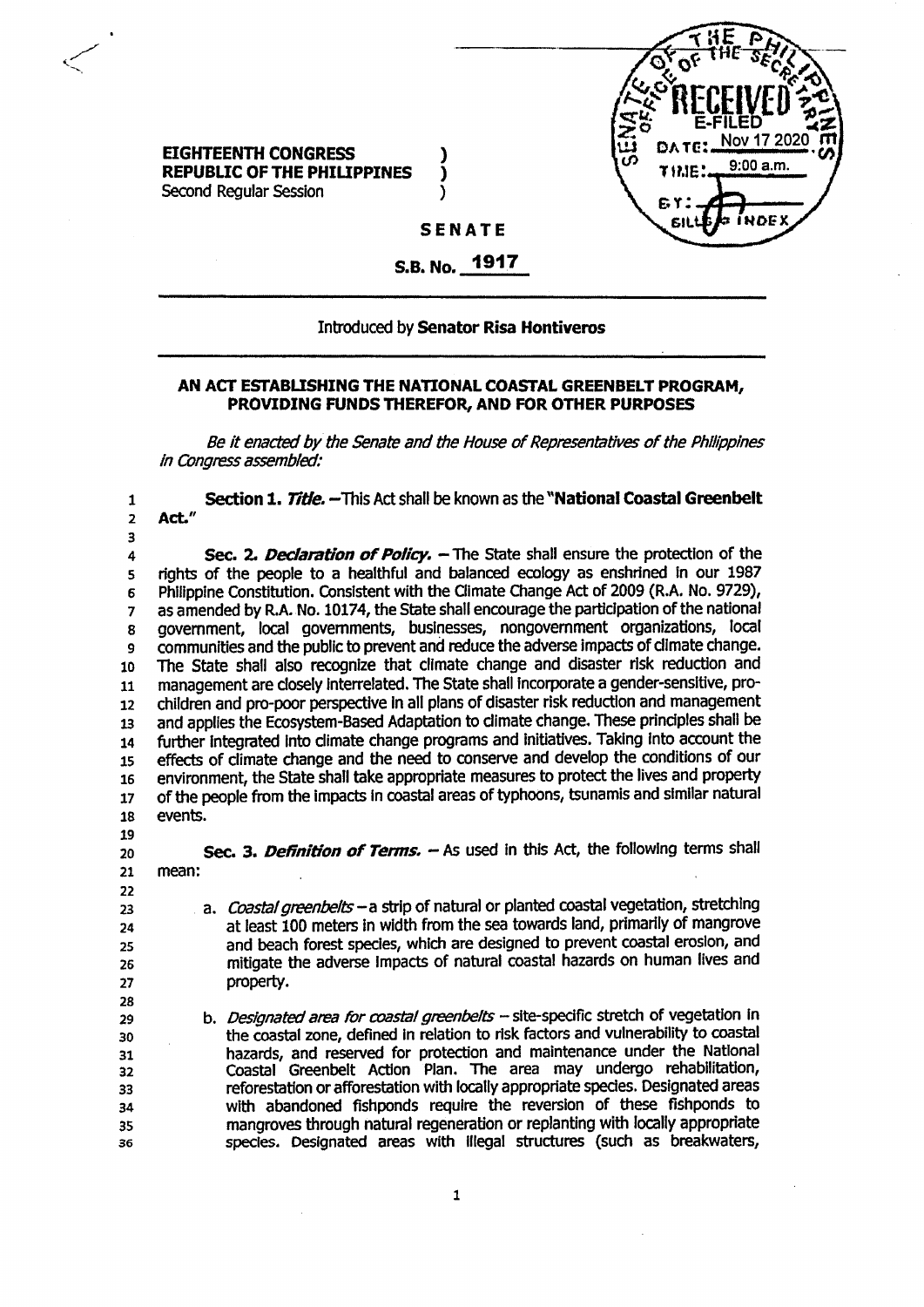EIGHTEENTH CONGRESS )
REPUBLIC OF THE PHILIPPINES )
Second Regular Session )

SENATE OFFICE OF THE SECRETARY
RECEIVED
E-FILED
DATE: Nov 17 2020
TIME: 9:00 a.m.
BY:
BILLS & INDEX

**SENATE**

**S.B. No. 1917**

Introduced by **Senator Risa Hontiveros**

**AN ACT ESTABLISHING THE NATIONAL COASTAL GREENBELT PROGRAM, PROVIDING FUNDS THEREFOR, AND FOR OTHER PURPOSES**

*Be it enacted by the Senate and the House of Representatives of the Philippines in Congress assembled:*

**Section 1.** ***Title.*** –This Act shall be known as the "**National Coastal Greenbelt Act.**"

**Sec. 2.** ***Declaration of Policy.*** – The State shall ensure the protection of the rights of the people to a healthful and balanced ecology as enshrined in our 1987 Philippine Constitution. Consistent with the Climate Change Act of 2009 (R.A. No. 9729), as amended by R.A. No. 10174, the State shall encourage the participation of the national government, local governments, businesses, nongovernment organizations, local communities and the public to prevent and reduce the adverse impacts of climate change. The State shall also recognize that climate change and disaster risk reduction and management are closely interrelated. The State shall incorporate a gender-sensitive, pro-children and pro-poor perspective in all plans of disaster risk reduction and management and applies the Ecosystem-Based Adaptation to climate change. These principles shall be further integrated into climate change programs and initiatives. Taking into account the effects of climate change and the need to conserve and develop the conditions of our environment, the State shall take appropriate measures to protect the lives and property of the people from the impacts in coastal areas of typhoons, tsunamis and similar natural events.

**Sec. 3.** ***Definition of Terms.*** – As used in this Act, the following terms shall mean:

a. *Coastal greenbelts* – a strip of natural or planted coastal vegetation, stretching at least 100 meters in width from the sea towards land, primarily of mangrove and beach forest species, which are designed to prevent coastal erosion, and mitigate the adverse impacts of natural coastal hazards on human lives and property.

b. *Designated area for coastal greenbelts* – site-specific stretch of vegetation in the coastal zone, defined in relation to risk factors and vulnerability to coastal hazards, and reserved for protection and maintenance under the National Coastal Greenbelt Action Plan. The area may undergo rehabilitation, reforestation or afforestation with locally appropriate species. Designated areas with abandoned fishponds require the reversion of these fishponds to mangroves through natural regeneration or replanting with locally appropriate species. Designated areas with illegal structures (such as breakwaters,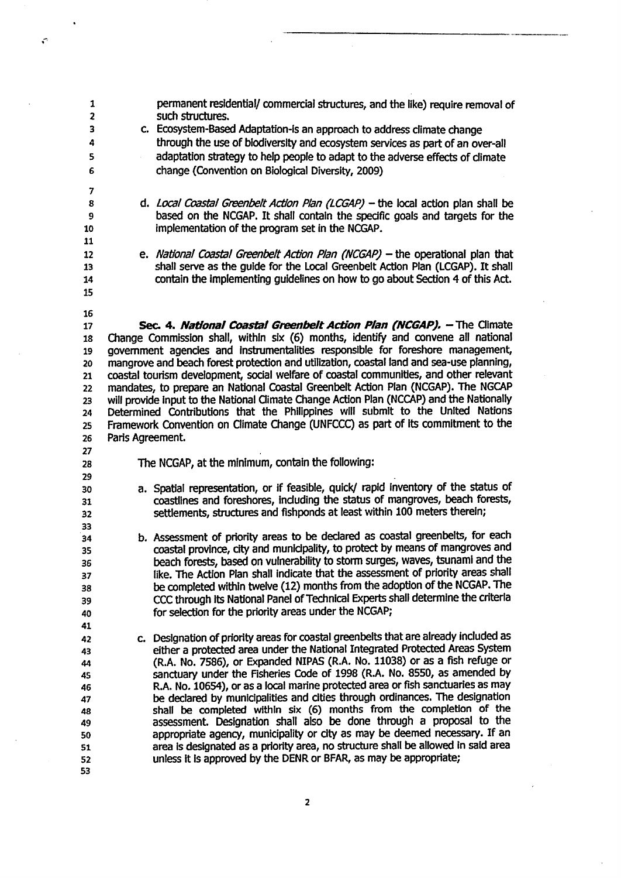permanent residential/ commercial structures, and the like) require removal of such structures.

c. Ecosystem-Based Adaptation-is an approach to address climate change through the use of biodiversity and ecosystem services as part of an over-all adaptation strategy to help people to adapt to the adverse effects of climate change (Convention on Biological Diversity, 2009)

d. *Local Coastal Greenbelt Action Plan (LCGAP)* – the local action plan shall be based on the NCGAP. It shall contain the specific goals and targets for the implementation of the program set in the NCGAP.

e. *National Coastal Greenbelt Action Plan (NCGAP)* – the operational plan that shall serve as the guide for the Local Greenbelt Action Plan (LCGAP). It shall contain the implementing guidelines on how to go about Section 4 of this Act.

**Sec. 4. *National Coastal Greenbelt Action Plan (NCGAP).*** – The Climate Change Commission shall, within six (6) months, identify and convene all national government agencies and instrumentalities responsible for foreshore management, mangrove and beach forest protection and utilization, coastal land and sea-use planning, coastal tourism development, social welfare of coastal communities, and other relevant mandates, to prepare an National Coastal Greenbelt Action Plan (NCGAP). The NGCAP will provide input to the National Climate Change Action Plan (NCCAP) and the Nationally Determined Contributions that the Philippines will submit to the United Nations Framework Convention on Climate Change (UNFCCC) as part of its commitment to the Paris Agreement.

The NCGAP, at the minimum, contain the following:

a. Spatial representation, or if feasible, quick/ rapid inventory of the status of coastlines and foreshores, including the status of mangroves, beach forests, settlements, structures and fishponds at least within 100 meters therein;

b. Assessment of priority areas to be declared as coastal greenbelts, for each coastal province, city and municipality, to protect by means of mangroves and beach forests, based on vulnerability to storm surges, waves, tsunami and the like. The Action Plan shall indicate that the assessment of priority areas shall be completed within twelve (12) months from the adoption of the NCGAP. The CCC through its National Panel of Technical Experts shall determine the criteria for selection for the priority areas under the NCGAP;

c. Designation of priority areas for coastal greenbelts that are already included as either a protected area under the National Integrated Protected Areas System (R.A. No. 7586), or Expanded NIPAS (R.A. No. 11038) or as a fish refuge or sanctuary under the Fisheries Code of 1998 (R.A. No. 8550, as amended by R.A. No. 10654), or as a local marine protected area or fish sanctuaries as may be declared by municipalities and cities through ordinances. The designation shall be completed within six (6) months from the completion of the assessment. Designation shall also be done through a proposal to the appropriate agency, municipality or city as may be deemed necessary. If an area is designated as a priority area, no structure shall be allowed in said area unless it is approved by the DENR or BFAR, as may be appropriate;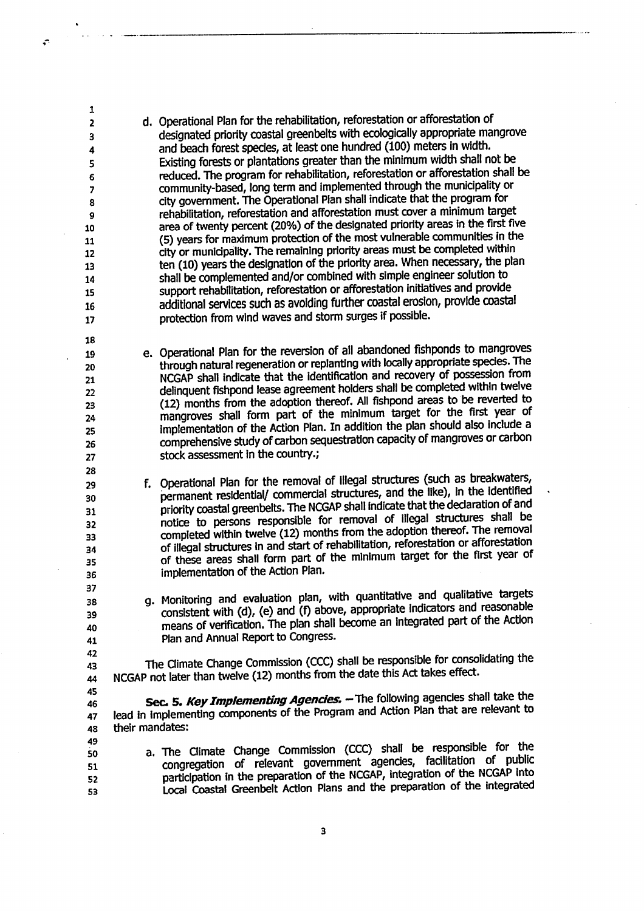d. Operational Plan for the rehabilitation, reforestation or afforestation of designated priority coastal greenbelts with ecologically appropriate mangrove and beach forest species, at least one hundred (100) meters in width. Existing forests or plantations greater than the minimum width shall not be reduced. The program for rehabilitation, reforestation or afforestation shall be community-based, long term and implemented through the municipality or city government. The Operational Plan shall indicate that the program for rehabilitation, reforestation and afforestation must cover a minimum target area of twenty percent (20%) of the designated priority areas in the first five (5) years for maximum protection of the most vulnerable communities in the city or municipality. The remaining priority areas must be completed within ten (10) years the designation of the priority area. When necessary, the plan shall be complemented and/or combined with simple engineer solution to support rehabilitation, reforestation or afforestation initiatives and provide additional services such as avoiding further coastal erosion, provide coastal protection from wind waves and storm surges if possible.

e. Operational Plan for the reversion of all abandoned fishponds to mangroves through natural regeneration or replanting with locally appropriate species. The NCGAP shall indicate that the identification and recovery of possession from delinquent fishpond lease agreement holders shall be completed within twelve (12) months from the adoption thereof. All fishpond areas to be reverted to mangroves shall form part of the minimum target for the first year of implementation of the Action Plan. In addition the plan should also include a comprehensive study of carbon sequestration capacity of mangroves or carbon stock assessment in the country.;

f. Operational Plan for the removal of illegal structures (such as breakwaters, permanent residential/ commercial structures, and the like), in the identified priority coastal greenbelts. The NCGAP shall indicate that the declaration of and notice to persons responsible for removal of illegal structures shall be completed within twelve (12) months from the adoption thereof. The removal of illegal structures in and start of rehabilitation, reforestation or afforestation of these areas shall form part of the minimum target for the first year of implementation of the Action Plan.

g. Monitoring and evaluation plan, with quantitative and qualitative targets consistent with (d), (e) and (f) above, appropriate indicators and reasonable means of verification. The plan shall become an integrated part of the Action Plan and Annual Report to Congress.

The Climate Change Commission (CCC) shall be responsible for consolidating the NCGAP not later than twelve (12) months from the date this Act takes effect.

**Sec. 5.** ***Key Implementing Agencies.*** – The following agencies shall take the lead in implementing components of the Program and Action Plan that are relevant to their mandates:

a. The Climate Change Commission (CCC) shall be responsible for the congregation of relevant government agencies, facilitation of public participation in the preparation of the NCGAP, integration of the NCGAP into Local Coastal Greenbelt Action Plans and the preparation of the integrated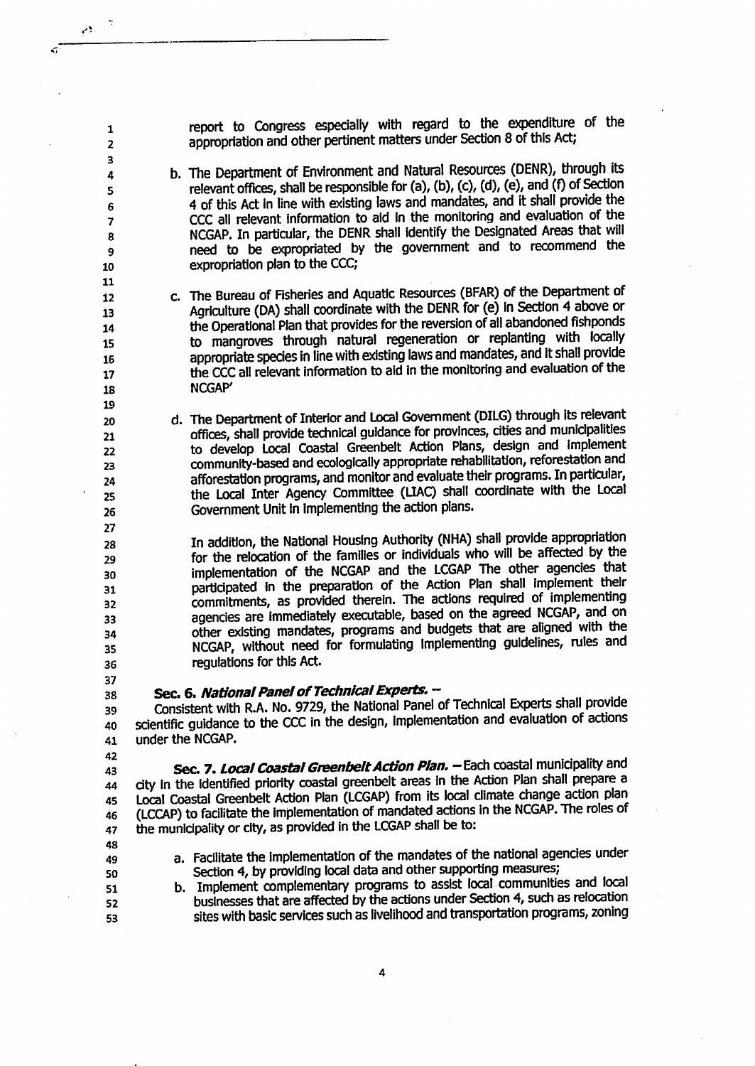report to Congress especially with regard to the expenditure of the appropriation and other pertinent matters under Section 8 of this Act;

b. The Department of Environment and Natural Resources (DENR), through its relevant offices, shall be responsible for (a), (b), (c), (d), (e), and (f) of Section 4 of this Act in line with existing laws and mandates, and it shall provide the CCC all relevant information to aid in the monitoring and evaluation of the NCGAP. In particular, the DENR shall identify the Designated Areas that will need to be expropriated by the government and to recommend the expropriation plan to the CCC;

c. The Bureau of Fisheries and Aquatic Resources (BFAR) of the Department of Agriculture (DA) shall coordinate with the DENR for (e) in Section 4 above or the Operational Plan that provides for the reversion of all abandoned fishponds to mangroves through natural regeneration or replanting with locally appropriate species in line with existing laws and mandates, and it shall provide the CCC all relevant information to aid in the monitoring and evaluation of the NCGAP'

d. The Department of Interior and Local Government (DILG) through its relevant offices, shall provide technical guidance for provinces, cities and municipalities to develop Local Coastal Greenbelt Action Plans, design and implement community-based and ecologically appropriate rehabilitation, reforestation and afforestation programs, and monitor and evaluate their programs. In particular, the Local Inter Agency Committee (LIAC) shall coordinate with the Local Government Unit in implementing the action plans.

   In addition, the National Housing Authority (NHA) shall provide appropriation for the relocation of the families or individuals who will be affected by the implementation of the NCGAP and the LCGAP The other agencies that participated in the preparation of the Action Plan shall implement their commitments, as provided therein. The actions required of implementing agencies are immediately executable, based on the agreed NCGAP, and on other existing mandates, programs and budgets that are aligned with the NCGAP, without need for formulating implementing guidelines, rules and regulations for this Act.

**Sec. 6. *National Panel of Technical Experts.* –**
Consistent with R.A. No. 9729, the National Panel of Technical Experts shall provide scientific guidance to the CCC in the design, implementation and evaluation of actions under the NCGAP.

**Sec. 7. *Local Coastal Greenbelt Action Plan.*** – Each coastal municipality and city in the identified priority coastal greenbelt areas in the Action Plan shall prepare a Local Coastal Greenbelt Action Plan (LCGAP) from its local climate change action plan (LCCAP) to facilitate the implementation of mandated actions in the NCGAP. The roles of the municipality or city, as provided in the LCGAP shall be to:

a. Facilitate the implementation of the mandates of the national agencies under Section 4, by providing local data and other supporting measures;
b. Implement complementary programs to assist local communities and local businesses that are affected by the actions under Section 4, such as relocation sites with basic services such as livelihood and transportation programs, zoning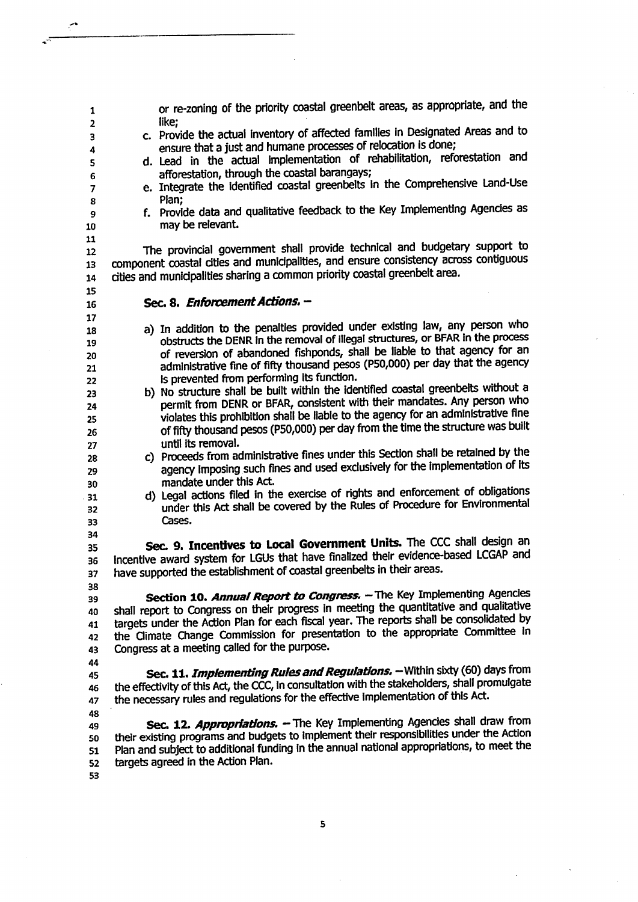or re-zoning of the priority coastal greenbelt areas, as appropriate, and the like;

c. Provide the actual inventory of affected families in Designated Areas and to ensure that a just and humane processes of relocation is done;
d. Lead in the actual implementation of rehabilitation, reforestation and afforestation, through the coastal barangays;
e. Integrate the identified coastal greenbelts in the Comprehensive Land-Use Plan;
f. Provide data and qualitative feedback to the Key Implementing Agencies as may be relevant.

The provincial government shall provide technical and budgetary support to component coastal cities and municipalities, and ensure consistency across contiguous cities and municipalities sharing a common priority coastal greenbelt area.

**Sec. 8. *Enforcement Actions.* –**

a) In addition to the penalties provided under existing law, any person who obstructs the DENR in the removal of illegal structures, or BFAR in the process of reversion of abandoned fishponds, shall be liable to that agency for an administrative fine of fifty thousand pesos (P50,000) per day that the agency is prevented from performing its function.
b) No structure shall be built within the identified coastal greenbelts without a permit from DENR or BFAR, consistent with their mandates. Any person who violates this prohibition shall be liable to the agency for an administrative fine of fifty thousand pesos (P50,000) per day from the time the structure was built until its removal.
c) Proceeds from administrative fines under this Section shall be retained by the agency imposing such fines and used exclusively for the implementation of its mandate under this Act.
d) Legal actions filed in the exercise of rights and enforcement of obligations under this Act shall be covered by the Rules of Procedure for Environmental Cases.

**Sec. 9. Incentives to Local Government Units.** The CCC shall design an incentive award system for LGUs that have finalized their evidence-based LCGAP and have supported the establishment of coastal greenbelts in their areas.

**Section 10. *Annual Report to Congress.*** – The Key Implementing Agencies shall report to Congress on their progress in meeting the quantitative and qualitative targets under the Action Plan for each fiscal year. The reports shall be consolidated by the Climate Change Commission for presentation to the appropriate Committee in Congress at a meeting called for the purpose.

**Sec. 11. *Implementing Rules and Regulations.*** – Within sixty (60) days from the effectivity of this Act, the CCC, in consultation with the stakeholders, shall promulgate the necessary rules and regulations for the effective implementation of this Act.

**Sec. 12. *Appropriations.*** – The Key Implementing Agencies shall draw from their existing programs and budgets to implement their responsibilities under the Action Plan and subject to additional funding in the annual national appropriations, to meet the targets agreed in the Action Plan.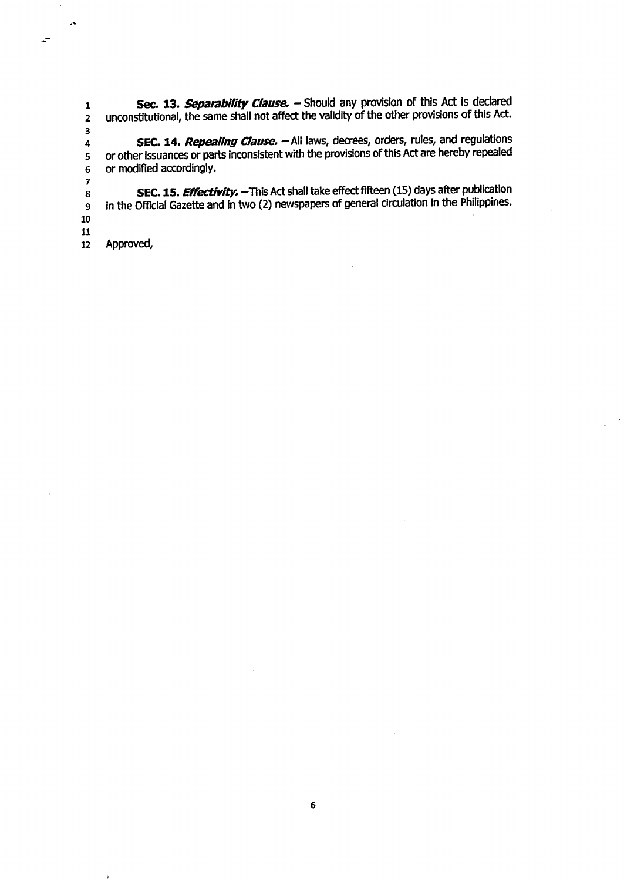**Sec. 13.** ***Separability Clause.*** – Should any provision of this Act is declared unconstitutional, the same shall not affect the validity of the other provisions of this Act.

**SEC. 14.** ***Repealing Clause.*** – All laws, decrees, orders, rules, and regulations or other issuances or parts inconsistent with the provisions of this Act are hereby repealed or modified accordingly.

**SEC. 15.** ***Effectivity.*** –This Act shall take effect fifteen (15) days after publication in the Official Gazette and in two (2) newspapers of general circulation in the Philippines.

Approved,